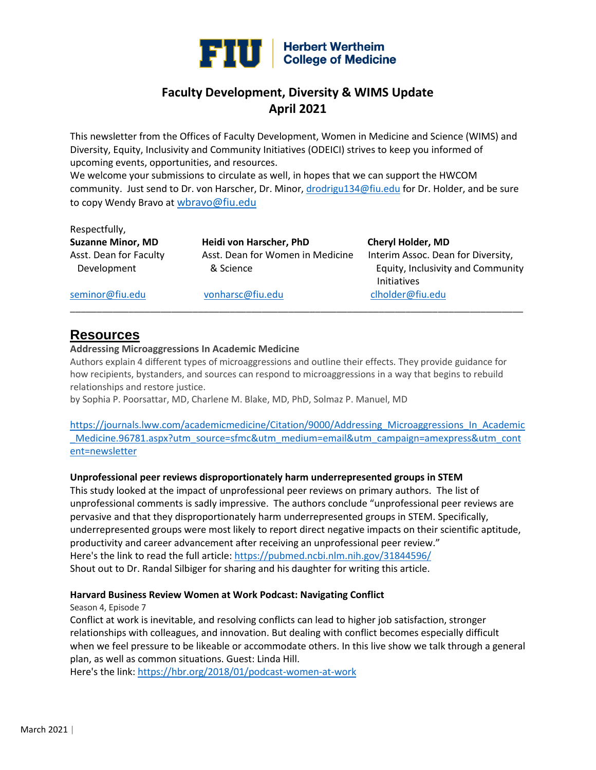FIU | Herbert Wertheim College of Medicine

## Faculty Development, Diversity & WIMS Update
## April 2021

This newsletter from the Offices of Faculty Development, Women in Medicine and Science (WIMS) and Diversity, Equity, Inclusivity and Community Initiatives (ODEICI) strives to keep you informed of upcoming events, opportunities, and resources.
We welcome your submissions to circulate as well, in hopes that we can support the HWCOM community. Just send to Dr. von Harscher, Dr. Minor, drodrigu134@fiu.edu for Dr. Holder, and be sure to copy Wendy Bravo at wbravo@fiu.edu

Respectfully,

**Suzanne Minor, MD**
Asst. Dean for Faculty Development
seminor@fiu.edu

**Heidi von Harscher, PhD**
Asst. Dean for Women in Medicine & Science
vonharsc@fiu.edu

**Cheryl Holder, MD**
Interim Assoc. Dean for Diversity, Equity, Inclusivity and Community Initiatives
clholder@fiu.edu

---

# Resources

**Addressing Microaggressions In Academic Medicine**

Authors explain 4 different types of microaggressions and outline their effects. They provide guidance for how recipients, bystanders, and sources can respond to microaggressions in a way that begins to rebuild relationships and restore justice.
by Sophia P. Poorsattar, MD, Charlene M. Blake, MD, PhD, Solmaz P. Manuel, MD

https://journals.lww.com/academicmedicine/Citation/9000/Addressing_Microaggressions_In_Academic_Medicine.96781.aspx?utm_source=sfmc&utm_medium=email&utm_campaign=amexpress&utm_content=newsletter

**Unprofessional peer reviews disproportionately harm underrepresented groups in STEM**

This study looked at the impact of unprofessional peer reviews on primary authors. The list of unprofessional comments is sadly impressive. The authors conclude "unprofessional peer reviews are pervasive and that they disproportionately harm underrepresented groups in STEM. Specifically, underrepresented groups were most likely to report direct negative impacts on their scientific aptitude, productivity and career advancement after receiving an unprofessional peer review."
Here's the link to read the full article: https://pubmed.ncbi.nlm.nih.gov/31844596/
Shout out to Dr. Randal Silbiger for sharing and his daughter for writing this article.

**Harvard Business Review Women at Work Podcast: Navigating Conflict**

Season 4, Episode 7

Conflict at work is inevitable, and resolving conflicts can lead to higher job satisfaction, stronger relationships with colleagues, and innovation. But dealing with conflict becomes especially difficult when we feel pressure to be likeable or accommodate others. In this live show we talk through a general plan, as well as common situations. Guest: Linda Hill.
Here's the link: https://hbr.org/2018/01/podcast-women-at-work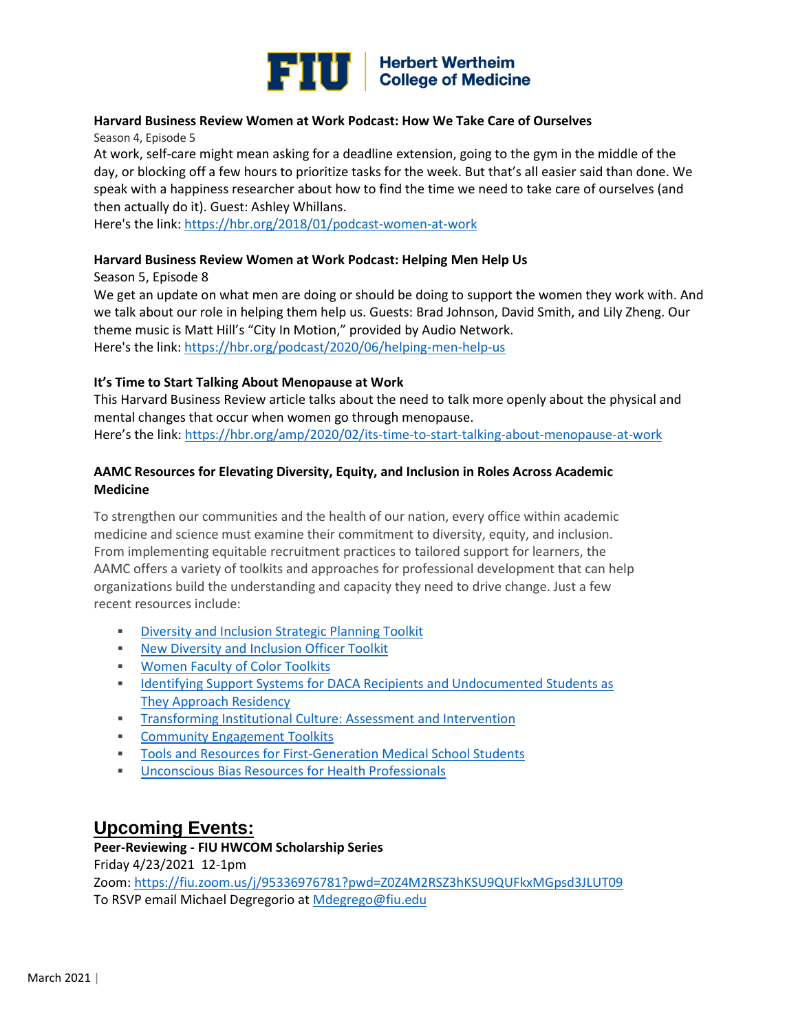**Harvard Business Review Women at Work Podcast: How We Take Care of Ourselves**

Season 4, Episode 5

At work, self-care might mean asking for a deadline extension, going to the gym in the middle of the day, or blocking off a few hours to prioritize tasks for the week. But that's all easier said than done. We speak with a happiness researcher about how to find the time we need to take care of ourselves (and then actually do it). Guest: Ashley Whillans.

Here's the link: https://hbr.org/2018/01/podcast-women-at-work

**Harvard Business Review Women at Work Podcast: Helping Men Help Us**

Season 5, Episode 8

We get an update on what men are doing or should be doing to support the women they work with. And we talk about our role in helping them help us. Guests: Brad Johnson, David Smith, and Lily Zheng. Our theme music is Matt Hill's "City In Motion," provided by Audio Network.

Here's the link: https://hbr.org/podcast/2020/06/helping-men-help-us

**It's Time to Start Talking About Menopause at Work**

This Harvard Business Review article talks about the need to talk more openly about the physical and mental changes that occur when women go through menopause.

Here's the link: https://hbr.org/amp/2020/02/its-time-to-start-talking-about-menopause-at-work

**AAMC Resources for Elevating Diversity, Equity, and Inclusion in Roles Across Academic Medicine**

To strengthen our communities and the health of our nation, every office within academic medicine and science must examine their commitment to diversity, equity, and inclusion. From implementing equitable recruitment practices to tailored support for learners, the AAMC offers a variety of toolkits and approaches for professional development that can help organizations build the understanding and capacity they need to drive change. Just a few recent resources include:

- Diversity and Inclusion Strategic Planning Toolkit
- New Diversity and Inclusion Officer Toolkit
- Women Faculty of Color Toolkits
- Identifying Support Systems for DACA Recipients and Undocumented Students as They Approach Residency
- Transforming Institutional Culture: Assessment and Intervention
- Community Engagement Toolkits
- Tools and Resources for First-Generation Medical School Students
- Unconscious Bias Resources for Health Professionals

## Upcoming Events:

**Peer-Reviewing - FIU HWCOM Scholarship Series**

Friday 4/23/2021 12-1pm

Zoom: https://fiu.zoom.us/j/95336976781?pwd=Z0Z4M2RSZ3hKSU9QUFkxMGpsd3JLUT09

To RSVP email Michael Degregorio at Mdegrego@fiu.edu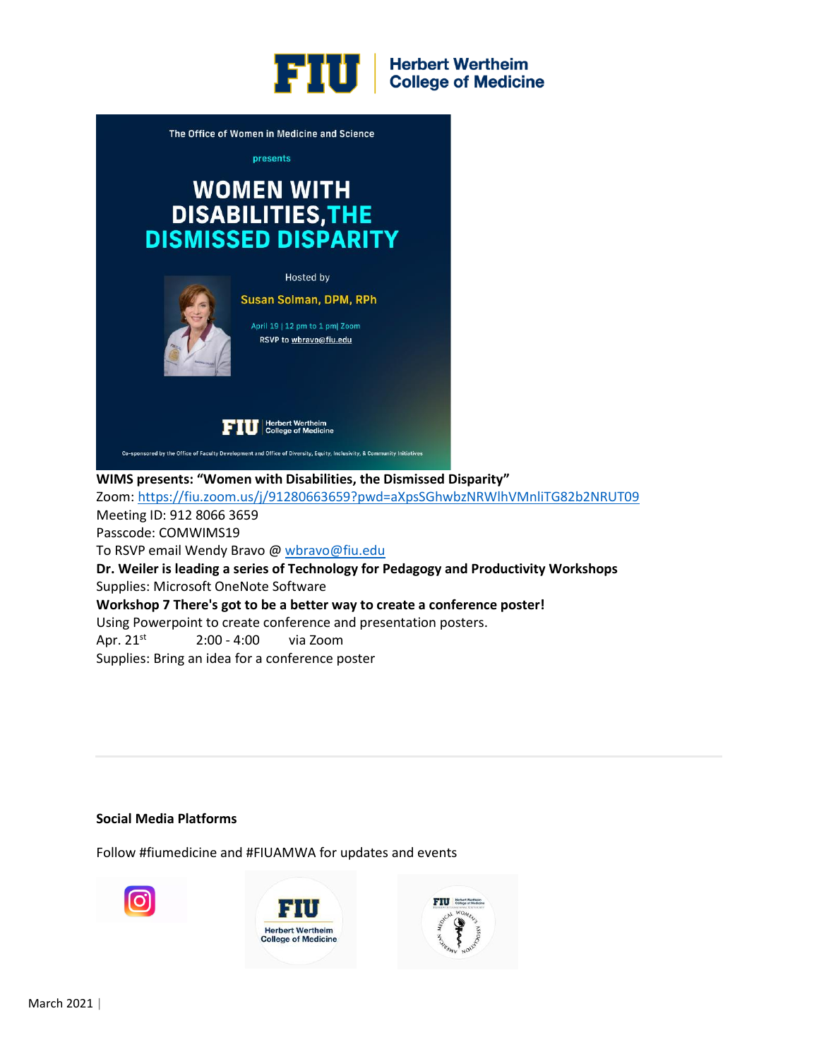The Office of Women in Medicine and Science

presents

# WOMEN WITH DISABILITIES, THE DISMISSED DISPARITY

Hosted by

Susan Solman, DPM, RPh

April 19 | 12 pm to 1 pm| Zoom

RSVP to wbravo@fiu.edu

Co-sponsored by the Office of Faculty Development and Office of Diversity, Equity, Inclusivity, & Community Initiatives

**WIMS presents: "Women with Disabilities, the Dismissed Disparity"**
Zoom: https://fiu.zoom.us/j/91280663659?pwd=aXpsSGhwbzNRWlhVMnliTG82b2NRUT09
Meeting ID: 912 8066 3659
Passcode: COMWIMS19
To RSVP email Wendy Bravo @ wbravo@fiu.edu

**Dr. Weiler is leading a series of Technology for Pedagogy and Productivity Workshops**
Supplies: Microsoft OneNote Software

**Workshop 7 There's got to be a better way to create a conference poster!**
Using Powerpoint to create conference and presentation posters.
Apr. 21st 2:00 - 4:00 via Zoom
Supplies: Bring an idea for a conference poster

---

**Social Media Platforms**

Follow #fiumedicine and #FIUAMWA for updates and events